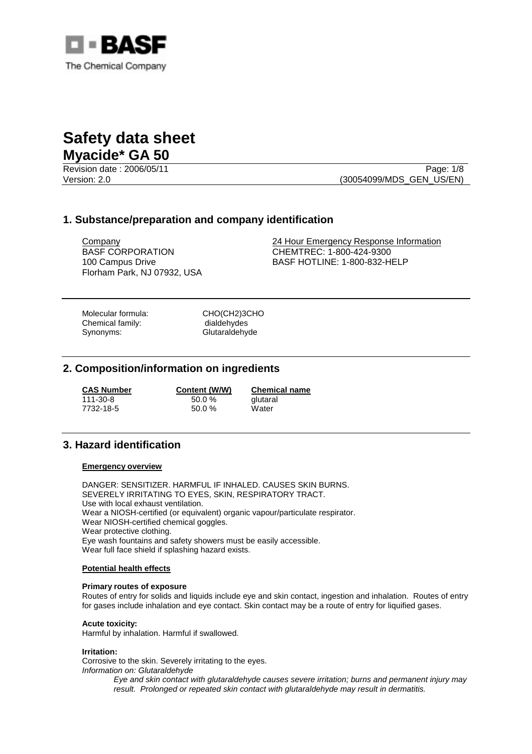BASF
The Chemical Company

# Safety data sheet

# Myacide* GA 50

Revision date : 2006/05/11
Version: 2.0
(30054099/MDS_GEN_US/EN)

## 1. Substance/preparation and company identification

Company
BASF CORPORATION
100 Campus Drive
Florham Park, NJ 07932, USA

24 Hour Emergency Response Information
CHEMTREC: 1-800-424-9300
BASF HOTLINE: 1-800-832-HELP

Molecular formula: CHO(CH2)3CHO
Chemical family: dialdehydes
Synonyms: Glutaraldehyde

## 2. Composition/information on ingredients

| CAS Number | Content (W/W) | Chemical name |
|---|---|---|
| 111-30-8 | 50.0 % | glutaral |
| 7732-18-5 | 50.0 % | Water |

## 3. Hazard identification

### Emergency overview

DANGER: SENSITIZER. HARMFUL IF INHALED. CAUSES SKIN BURNS.
SEVERELY IRRITATING TO EYES, SKIN, RESPIRATORY TRACT.
Use with local exhaust ventilation.
Wear a NIOSH-certified (or equivalent) organic vapour/particulate respirator.
Wear NIOSH-certified chemical goggles.
Wear protective clothing.
Eye wash fountains and safety showers must be easily accessible.
Wear full face shield if splashing hazard exists.

### Potential health effects

**Primary routes of exposure**
Routes of entry for solids and liquids include eye and skin contact, ingestion and inhalation. Routes of entry for gases include inhalation and eye contact. Skin contact may be a route of entry for liquified gases.

**Acute toxicity:**
Harmful by inhalation. Harmful if swallowed.

**Irritation:**
Corrosive to the skin. Severely irritating to the eyes.
*Information on: Glutaraldehyde*

*Eye and skin contact with glutaraldehyde causes severe irritation; burns and permanent injury may result. Prolonged or repeated skin contact with glutaraldehyde may result in dermatitis.*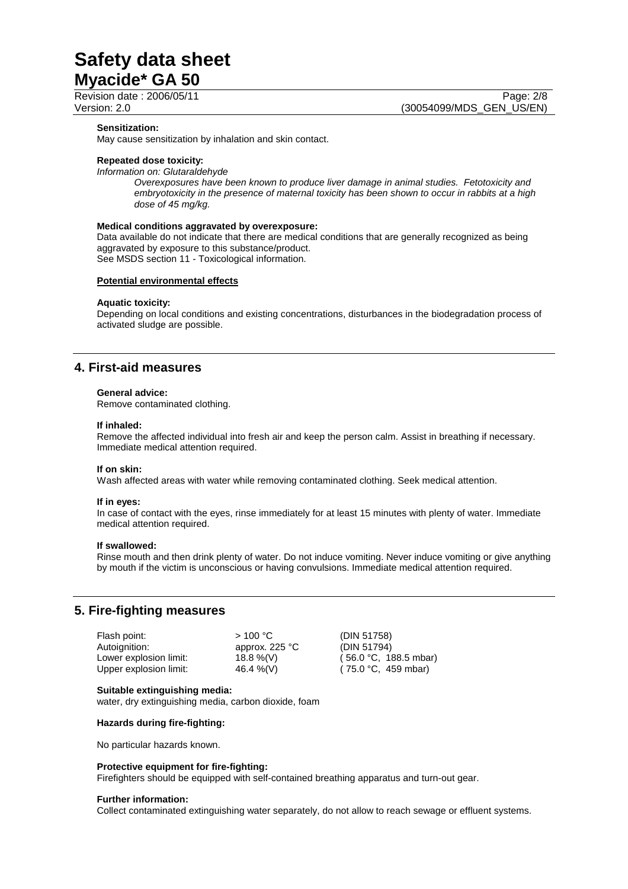**Sensitization:**

May cause sensitization by inhalation and skin contact.

**Repeated dose toxicity:**

*Information on: Glutaraldehyde*

*Overexposures have been known to produce liver damage in animal studies. Fetotoxicity and embryotoxicity in the presence of maternal toxicity has been shown to occur in rabbits at a high dose of 45 mg/kg.*

**Medical conditions aggravated by overexposure:**

Data available do not indicate that there are medical conditions that are generally recognized as being aggravated by exposure to this substance/product.
See MSDS section 11 - Toxicological information.

**Potential environmental effects**

**Aquatic toxicity:**

Depending on local conditions and existing concentrations, disturbances in the biodegradation process of activated sludge are possible.

## 4. First-aid measures

**General advice:**

Remove contaminated clothing.

**If inhaled:**

Remove the affected individual into fresh air and keep the person calm. Assist in breathing if necessary. Immediate medical attention required.

**If on skin:**

Wash affected areas with water while removing contaminated clothing. Seek medical attention.

**If in eyes:**

In case of contact with the eyes, rinse immediately for at least 15 minutes with plenty of water. Immediate medical attention required.

**If swallowed:**

Rinse mouth and then drink plenty of water. Do not induce vomiting. Never induce vomiting or give anything by mouth if the victim is unconscious or having convulsions. Immediate medical attention required.

## 5. Fire-fighting measures

| | | |
|---|---|---|
| Flash point: | > 100 °C | (DIN 51758) |
| Autoignition: | approx. 225 °C | (DIN 51794) |
| Lower explosion limit: | 18.8 %(V) | ( 56.0 °C, 188.5 mbar) |
| Upper explosion limit: | 46.4 %(V) | ( 75.0 °C, 459 mbar) |

**Suitable extinguishing media:**

water, dry extinguishing media, carbon dioxide, foam

**Hazards during fire-fighting:**

No particular hazards known.

**Protective equipment for fire-fighting:**

Firefighters should be equipped with self-contained breathing apparatus and turn-out gear.

**Further information:**

Collect contaminated extinguishing water separately, do not allow to reach sewage or effluent systems.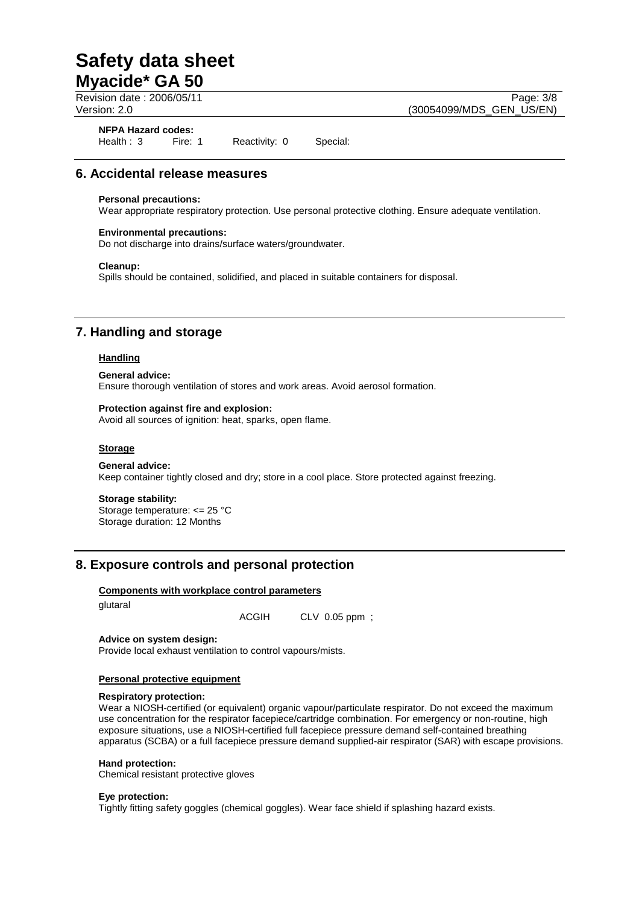**NFPA Hazard codes:**
Health : 3 Fire: 1 Reactivity: 0 Special:

## 6. Accidental release measures

**Personal precautions:**
Wear appropriate respiratory protection. Use personal protective clothing. Ensure adequate ventilation.

**Environmental precautions:**
Do not discharge into drains/surface waters/groundwater.

**Cleanup:**
Spills should be contained, solidified, and placed in suitable containers for disposal.

## 7. Handling and storage

### Handling

**General advice:**
Ensure thorough ventilation of stores and work areas. Avoid aerosol formation.

**Protection against fire and explosion:**
Avoid all sources of ignition: heat, sparks, open flame.

### Storage

**General advice:**
Keep container tightly closed and dry; store in a cool place. Store protected against freezing.

**Storage stability:**
Storage temperature: <= 25 °C
Storage duration: 12 Months

## 8. Exposure controls and personal protection

### Components with workplace control parameters

glutaral

ACGIH CLV 0.05 ppm ;

**Advice on system design:**
Provide local exhaust ventilation to control vapours/mists.

### Personal protective equipment

**Respiratory protection:**
Wear a NIOSH-certified (or equivalent) organic vapour/particulate respirator. Do not exceed the maximum use concentration for the respirator facepiece/cartridge combination. For emergency or non-routine, high exposure situations, use a NIOSH-certified full facepiece pressure demand self-contained breathing apparatus (SCBA) or a full facepiece pressure demand supplied-air respirator (SAR) with escape provisions.

**Hand protection:**
Chemical resistant protective gloves

**Eye protection:**
Tightly fitting safety goggles (chemical goggles). Wear face shield if splashing hazard exists.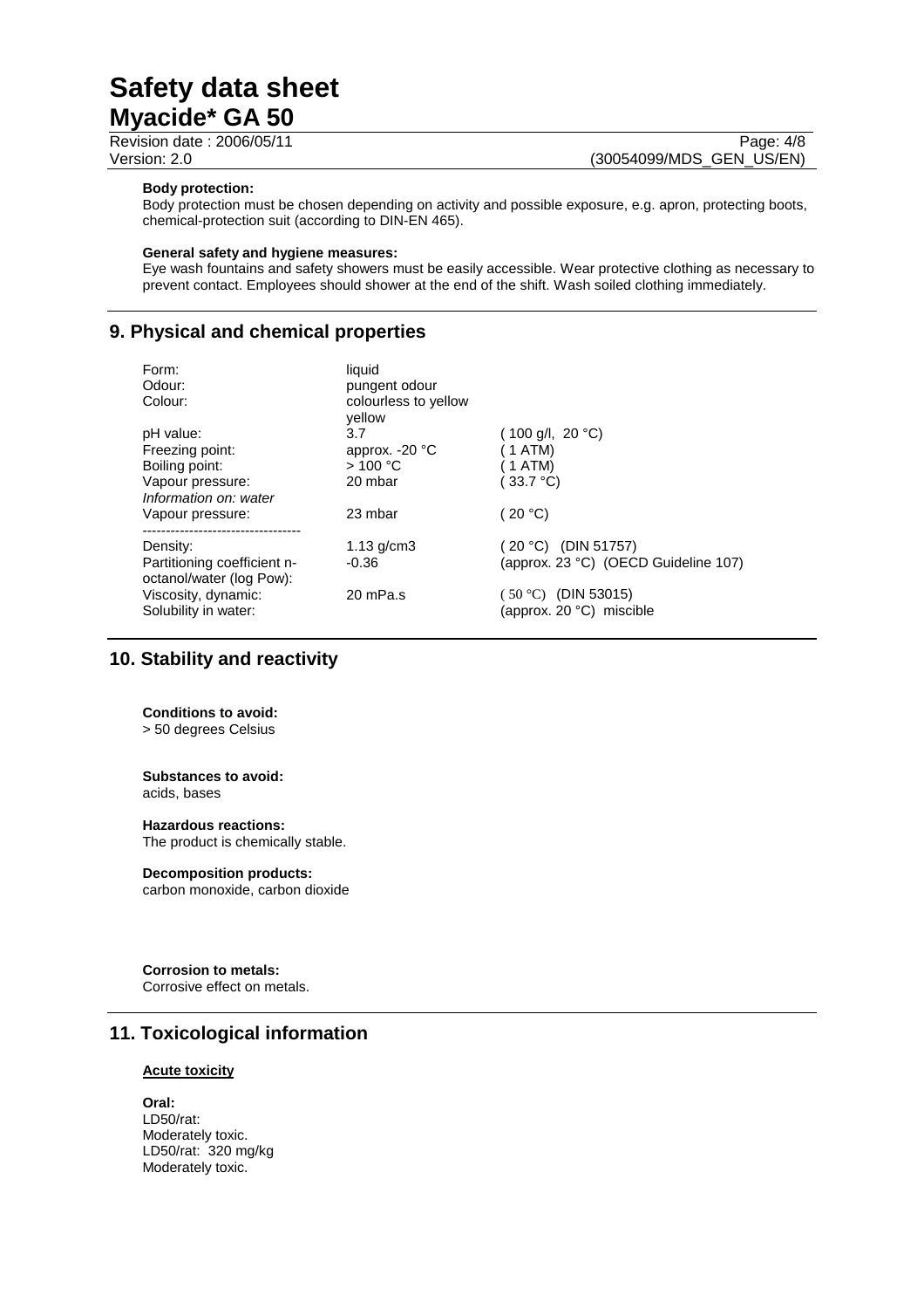**Body protection:**
Body protection must be chosen depending on activity and possible exposure, e.g. apron, protecting boots, chemical-protection suit (according to DIN-EN 465).

**General safety and hygiene measures:**
Eye wash fountains and safety showers must be easily accessible. Wear protective clothing as necessary to prevent contact. Employees should shower at the end of the shift. Wash soiled clothing immediately.

## 9. Physical and chemical properties

| | | |
|---|---|---|
| Form: | liquid | |
| Odour: | pungent odour | |
| Colour: | colourless to yellow yellow | |
| pH value: | 3.7 | ( 100 g/l, 20 °C) |
| Freezing point: | approx. -20 °C | ( 1 ATM) |
| Boiling point: | > 100 °C | ( 1 ATM) |
| Vapour pressure: | 20 mbar | ( 33.7 °C) |
| *Information on: water* | | |
| Vapour pressure: | 23 mbar | ( 20 °C) |
| Density: | 1.13 g/cm3 | ( 20 °C) (DIN 51757) |
| Partitioning coefficient n-octanol/water (log Pow): | -0.36 | (approx. 23 °C) (OECD Guideline 107) |
| Viscosity, dynamic: | 20 mPa.s | ( 50 °C) (DIN 53015) |
| Solubility in water: | | (approx. 20 °C) miscible |

## 10. Stability and reactivity

**Conditions to avoid:**
> 50 degrees Celsius

**Substances to avoid:**
acids, bases

**Hazardous reactions:**
The product is chemically stable.

**Decomposition products:**
carbon monoxide, carbon dioxide

**Corrosion to metals:**
Corrosive effect on metals.

## 11. Toxicological information

**Acute toxicity**

**Oral:**
LD50/rat:
Moderately toxic.
LD50/rat: 320 mg/kg
Moderately toxic.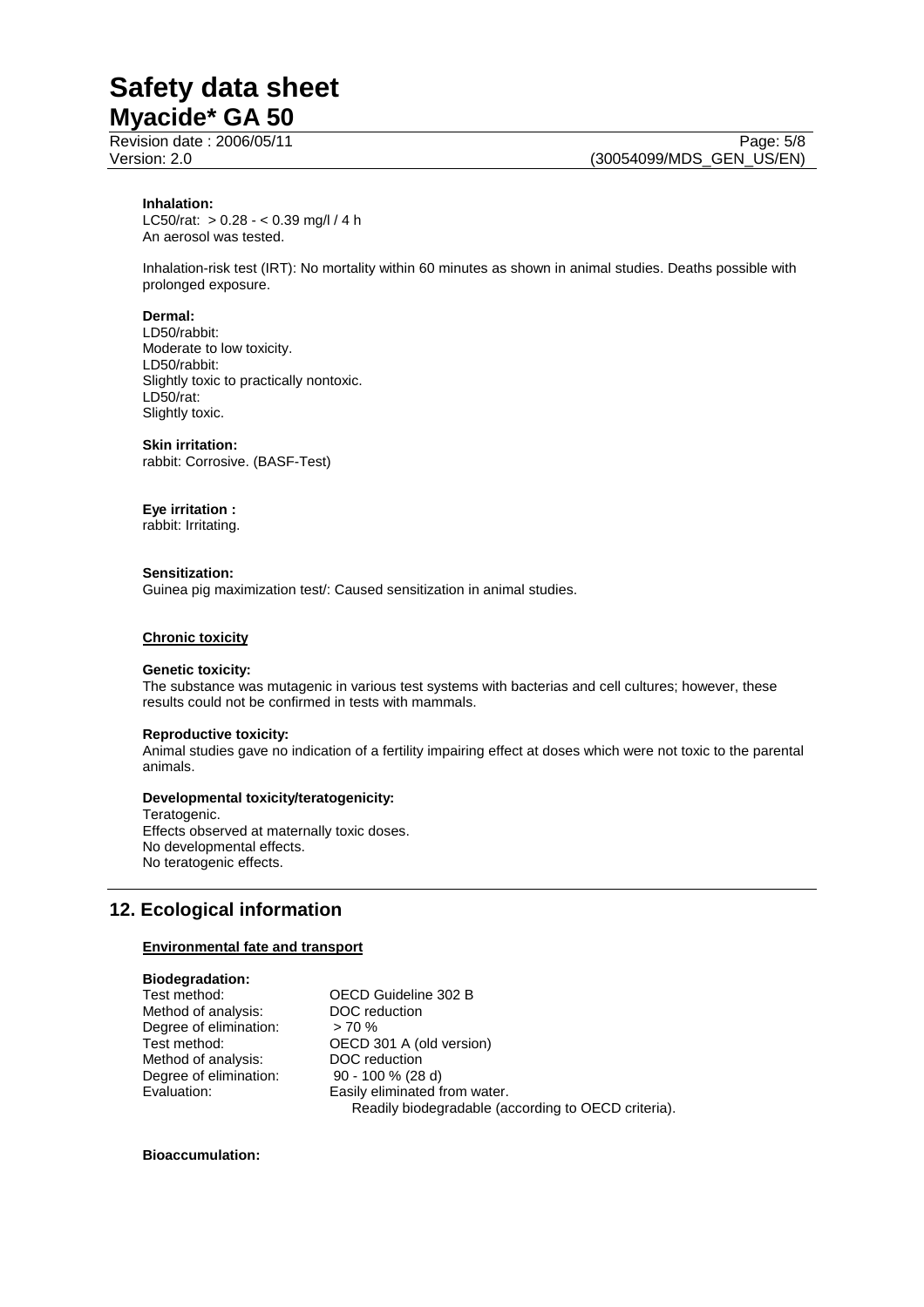**Inhalation:**
LC50/rat: > 0.28 - < 0.39 mg/l / 4 h
An aerosol was tested.

Inhalation-risk test (IRT): No mortality within 60 minutes as shown in animal studies. Deaths possible with prolonged exposure.

**Dermal:**
LD50/rabbit:
Moderate to low toxicity.
LD50/rabbit:
Slightly toxic to practically nontoxic.
LD50/rat:
Slightly toxic.

**Skin irritation:**
rabbit: Corrosive. (BASF-Test)

**Eye irritation :**
rabbit: Irritating.

**Sensitization:**
Guinea pig maximization test/: Caused sensitization in animal studies.

**Chronic toxicity**

**Genetic toxicity:**
The substance was mutagenic in various test systems with bacterias and cell cultures; however, these results could not be confirmed in tests with mammals.

**Reproductive toxicity:**
Animal studies gave no indication of a fertility impairing effect at doses which were not toxic to the parental animals.

**Developmental toxicity/teratogenicity:**
Teratogenic.
Effects observed at maternally toxic doses.
No developmental effects.
No teratogenic effects.

## 12. Ecological information

**Environmental fate and transport**

**Biodegradation:**

| | |
|---|---|
| Test method: | OECD Guideline 302 B |
| Method of analysis: | DOC reduction |
| Degree of elimination: | > 70 % |
| Test method: | OECD 301 A (old version) |
| Method of analysis: | DOC reduction |
| Degree of elimination: | 90 - 100 % (28 d) |
| Evaluation: | Easily eliminated from water. Readily biodegradable (according to OECD criteria). |

**Bioaccumulation:**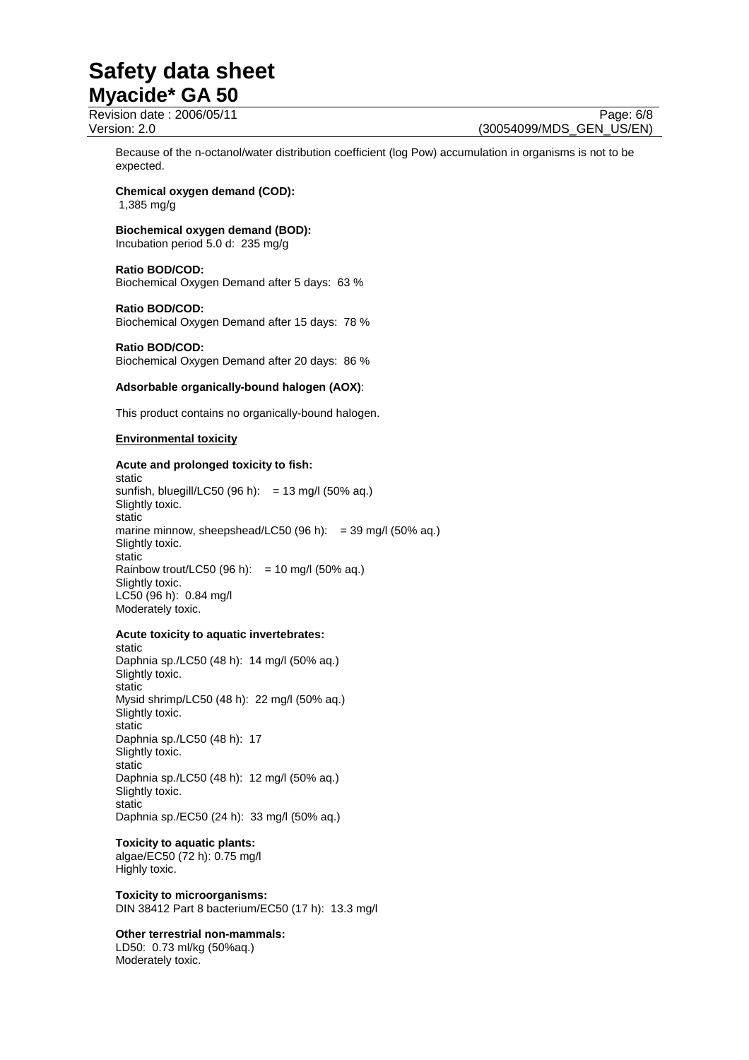Because of the n-octanol/water distribution coefficient (log Pow) accumulation in organisms is not to be expected.

**Chemical oxygen demand (COD):**
1,385 mg/g

**Biochemical oxygen demand (BOD):**
Incubation period 5.0 d: 235 mg/g

**Ratio BOD/COD:**
Biochemical Oxygen Demand after 5 days: 63 %

**Ratio BOD/COD:**
Biochemical Oxygen Demand after 15 days: 78 %

**Ratio BOD/COD:**
Biochemical Oxygen Demand after 20 days: 86 %

**Adsorbable organically-bound halogen (AOX)**:

This product contains no organically-bound halogen.

**Environmental toxicity**

**Acute and prolonged toxicity to fish:**
static
sunfish, bluegill/LC50 (96 h): = 13 mg/l (50% aq.)
Slightly toxic.
static
marine minnow, sheepshead/LC50 (96 h): = 39 mg/l (50% aq.)
Slightly toxic.
static
Rainbow trout/LC50 (96 h): = 10 mg/l (50% aq.)
Slightly toxic.
LC50 (96 h): 0.84 mg/l
Moderately toxic.

**Acute toxicity to aquatic invertebrates:**
static
Daphnia sp./LC50 (48 h): 14 mg/l (50% aq.)
Slightly toxic.
static
Mysid shrimp/LC50 (48 h): 22 mg/l (50% aq.)
Slightly toxic.
static
Daphnia sp./LC50 (48 h): 17
Slightly toxic.
static
Daphnia sp./LC50 (48 h): 12 mg/l (50% aq.)
Slightly toxic.
static
Daphnia sp./EC50 (24 h): 33 mg/l (50% aq.)

**Toxicity to aquatic plants:**
algae/EC50 (72 h): 0.75 mg/l
Highly toxic.

**Toxicity to microorganisms:**
DIN 38412 Part 8 bacterium/EC50 (17 h): 13.3 mg/l

**Other terrestrial non-mammals:**
LD50: 0.73 ml/kg (50%aq.)
Moderately toxic.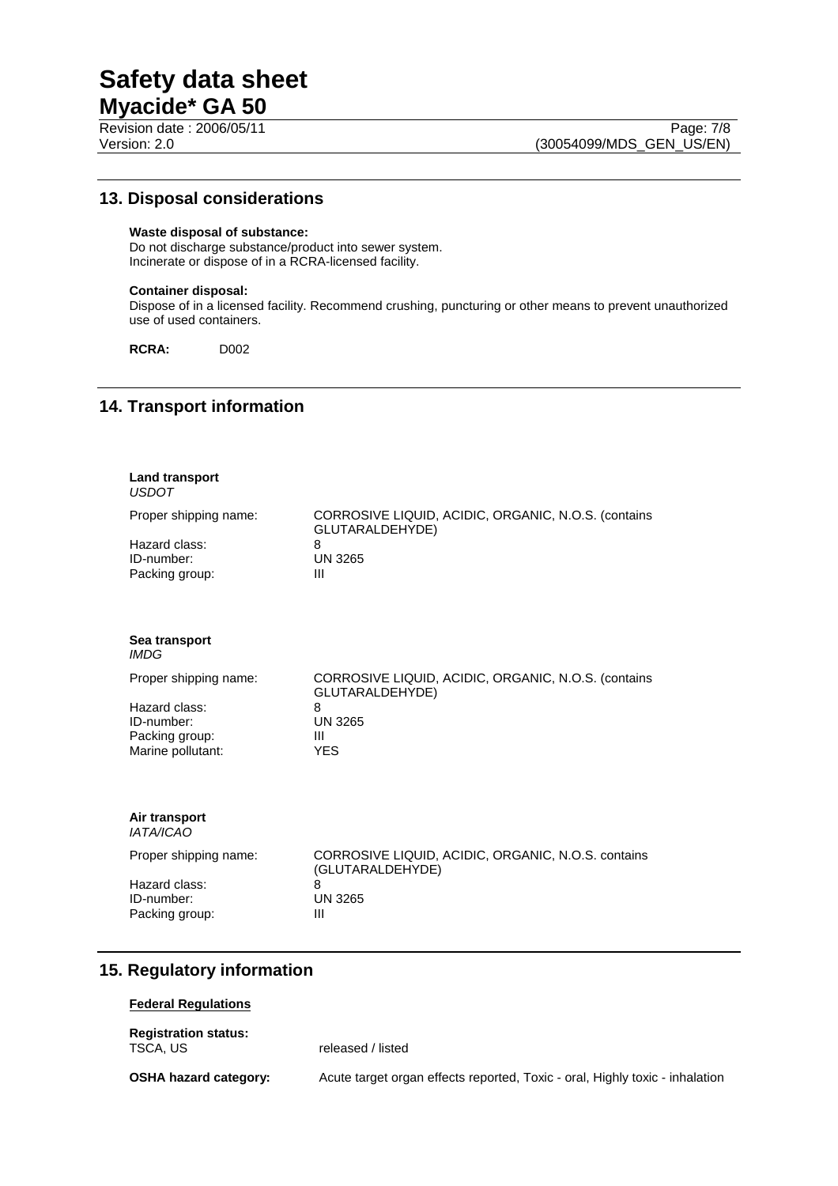## 13. Disposal considerations

**Waste disposal of substance:**
Do not discharge substance/product into sewer system.
Incinerate or dispose of in a RCRA-licensed facility.

**Container disposal:**
Dispose of in a licensed facility. Recommend crushing, puncturing or other means to prevent unauthorized use of used containers.

**RCRA:** D002

## 14. Transport information

**Land transport**
*USDOT*

| | |
|---|---|
| Proper shipping name: | CORROSIVE LIQUID, ACIDIC, ORGANIC, N.O.S. (contains GLUTARALDEHYDE) |
| Hazard class: | 8 |
| ID-number: | UN 3265 |
| Packing group: | III |

**Sea transport**
*IMDG*

| | |
|---|---|
| Proper shipping name: | CORROSIVE LIQUID, ACIDIC, ORGANIC, N.O.S. (contains GLUTARALDEHYDE) |
| Hazard class: | 8 |
| ID-number: | UN 3265 |
| Packing group: | III |
| Marine pollutant: | YES |

**Air transport**
*IATA/ICAO*

| | |
|---|---|
| Proper shipping name: | CORROSIVE LIQUID, ACIDIC, ORGANIC, N.O.S. contains (GLUTARALDEHYDE) |
| Hazard class: | 8 |
| ID-number: | UN 3265 |
| Packing group: | III |

## 15. Regulatory information

**Federal Regulations**

**Registration status:**
TSCA, US — released / listed

**OSHA hazard category:** Acute target organ effects reported, Toxic - oral, Highly toxic - inhalation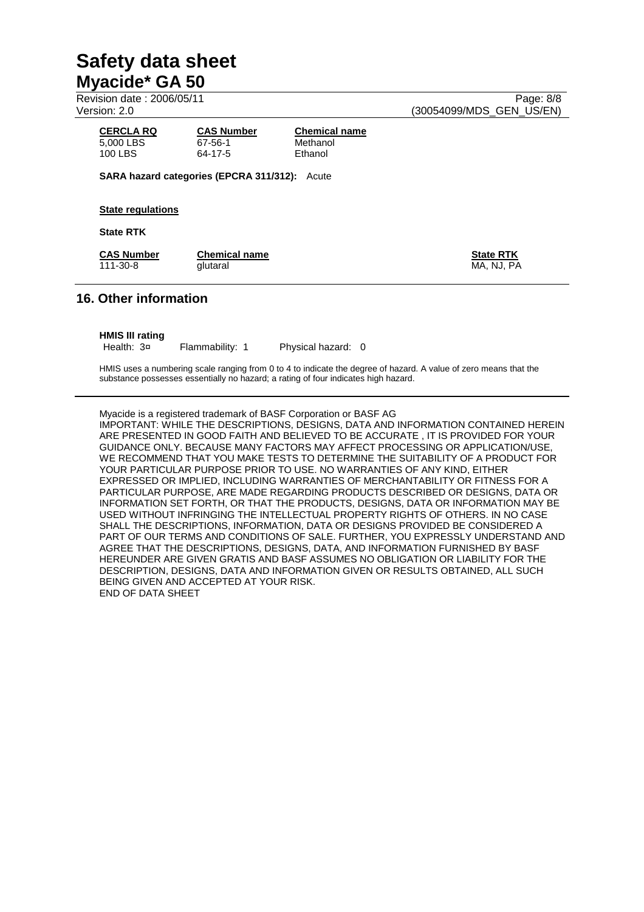| CERCLA RQ | CAS Number | Chemical name |
|---|---|---|
| 5,000 LBS | 67-56-1 | Methanol |
| 100 LBS | 64-17-5 | Ethanol |

**SARA hazard categories (EPCRA 311/312):** Acute

**State regulations**

**State RTK**

| CAS Number | Chemical name | State RTK |
|---|---|---|
| 111-30-8 | glutaral | MA, NJ, PA |

## 16. Other information

**HMIS III rating**

Health: 3¤ Flammability: 1 Physical hazard: 0

HMIS uses a numbering scale ranging from 0 to 4 to indicate the degree of hazard. A value of zero means that the substance possesses essentially no hazard; a rating of four indicates high hazard.

---

Myacide is a registered trademark of BASF Corporation or BASF AG

IMPORTANT: WHILE THE DESCRIPTIONS, DESIGNS, DATA AND INFORMATION CONTAINED HEREIN ARE PRESENTED IN GOOD FAITH AND BELIEVED TO BE ACCURATE , IT IS PROVIDED FOR YOUR GUIDANCE ONLY. BECAUSE MANY FACTORS MAY AFFECT PROCESSING OR APPLICATION/USE, WE RECOMMEND THAT YOU MAKE TESTS TO DETERMINE THE SUITABILITY OF A PRODUCT FOR YOUR PARTICULAR PURPOSE PRIOR TO USE. NO WARRANTIES OF ANY KIND, EITHER EXPRESSED OR IMPLIED, INCLUDING WARRANTIES OF MERCHANTABILITY OR FITNESS FOR A PARTICULAR PURPOSE, ARE MADE REGARDING PRODUCTS DESCRIBED OR DESIGNS, DATA OR INFORMATION SET FORTH, OR THAT THE PRODUCTS, DESIGNS, DATA OR INFORMATION MAY BE USED WITHOUT INFRINGING THE INTELLECTUAL PROPERTY RIGHTS OF OTHERS. IN NO CASE SHALL THE DESCRIPTIONS, INFORMATION, DATA OR DESIGNS PROVIDED BE CONSIDERED A PART OF OUR TERMS AND CONDITIONS OF SALE. FURTHER, YOU EXPRESSLY UNDERSTAND AND AGREE THAT THE DESCRIPTIONS, DESIGNS, DATA, AND INFORMATION FURNISHED BY BASF HEREUNDER ARE GIVEN GRATIS AND BASF ASSUMES NO OBLIGATION OR LIABILITY FOR THE DESCRIPTION, DESIGNS, DATA AND INFORMATION GIVEN OR RESULTS OBTAINED, ALL SUCH BEING GIVEN AND ACCEPTED AT YOUR RISK.

END OF DATA SHEET